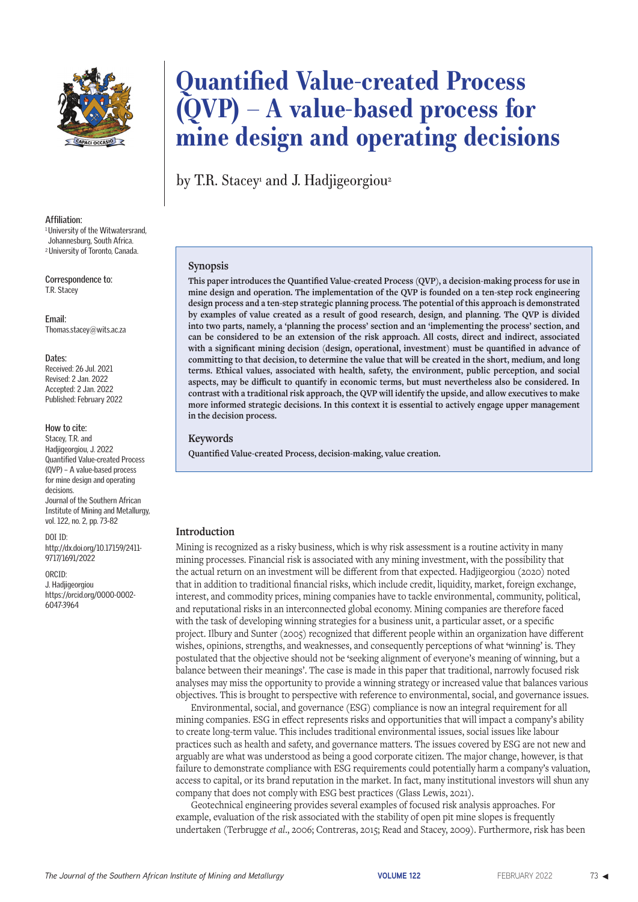# Quantified Value-created Process (QVP) – A value-based process for mine design and operating decisions

by T.R. Stacey[1] and J. Hadjigeorgiou[2]

**Affiliation:**
[1] University of the Witwatersrand, Johannesburg, South Africa.
[2] University of Toronto, Canada.

**Correspondence to:**
T.R. Stacey

**Email:**
Thomas.stacey@wits.ac.za

**Dates:**
Received: 26 Jul. 2021
Revised: 2 Jan. 2022
Accepted: 2 Jan. 2022
Published: February 2022

**How to cite:**
Stacey, T.R. and Hadjigeorgiou, J. 2022
Quantified Value-created Process (QVP) – A value-based process for mine design and operating decisions.
Journal of the Southern African Institute of Mining and Metallurgy, vol. 122, no. 2, pp. 73-82

**DOI ID:**
http://dx.doi.org/10.17159/2411-9717/1691/2022

**ORCID:**
J. Hadjigeorgiou
https://orcid.org/0000-0002-6047-3964

## Synopsis

**This paper introduces the Quantified Value-created Process (QVP), a decision-making process for use in mine design and operation. The implementation of the QVP is founded on a ten-step rock engineering design process and a ten-step strategic planning process. The potential of this approach is demonstrated by examples of value created as a result of good research, design, and planning. The QVP is divided into two parts, namely, a 'planning the process' section and an 'implementing the process' section, and can be considered to be an extension of the risk approach. All costs, direct and indirect, associated with a significant mining decision (design, operational, investment) must be quantified in advance of committing to that decision, to determine the value that will be created in the short, medium, and long terms. Ethical values, associated with health, safety, the environment, public perception, and social aspects, may be difficult to quantify in economic terms, but must nevertheless also be considered. In contrast with a traditional risk approach, the QVP will identify the upside, and allow executives to make more informed strategic decisions. In this context it is essential to actively engage upper management in the decision process.**

## Keywords

**Quantified Value-created Process, decision-making, value creation.**

## Introduction

Mining is recognized as a risky business, which is why risk assessment is a routine activity in many mining processes. Financial risk is associated with any mining investment, with the possibility that the actual return on an investment will be different from that expected. Hadjigeorgiou (2020) noted that in addition to traditional financial risks, which include credit, liquidity, market, foreign exchange, interest, and commodity prices, mining companies have to tackle environmental, community, political, and reputational risks in an interconnected global economy. Mining companies are therefore faced with the task of developing winning strategies for a business unit, a particular asset, or a specific project. Ilbury and Sunter (2005) recognized that different people within an organization have different wishes, opinions, strengths, and weaknesses, and consequently perceptions of what 'winning' is. They postulated that the objective should not be 'seeking alignment of everyone's meaning of winning, but a balance between their meanings'. The case is made in this paper that traditional, narrowly focused risk analyses may miss the opportunity to provide a winning strategy or increased value that balances various objectives. This is brought to perspective with reference to environmental, social, and governance issues.

Environmental, social, and governance (ESG) compliance is now an integral requirement for all mining companies. ESG in effect represents risks and opportunities that will impact a company's ability to create long-term value. This includes traditional environmental issues, social issues like labour practices such as health and safety, and governance matters. The issues covered by ESG are not new and arguably are what was understood as being a good corporate citizen. The major change, however, is that failure to demonstrate compliance with ESG requirements could potentially harm a company's valuation, access to capital, or its brand reputation in the market. In fact, many institutional investors will shun any company that does not comply with ESG best practices (Glass Lewis, 2021).

Geotechnical engineering provides several examples of focused risk analysis approaches. For example, evaluation of the risk associated with the stability of open pit mine slopes is frequently undertaken (Terbrugge *et al*., 2006; Contreras, 2015; Read and Stacey, 2009). Furthermore, risk has been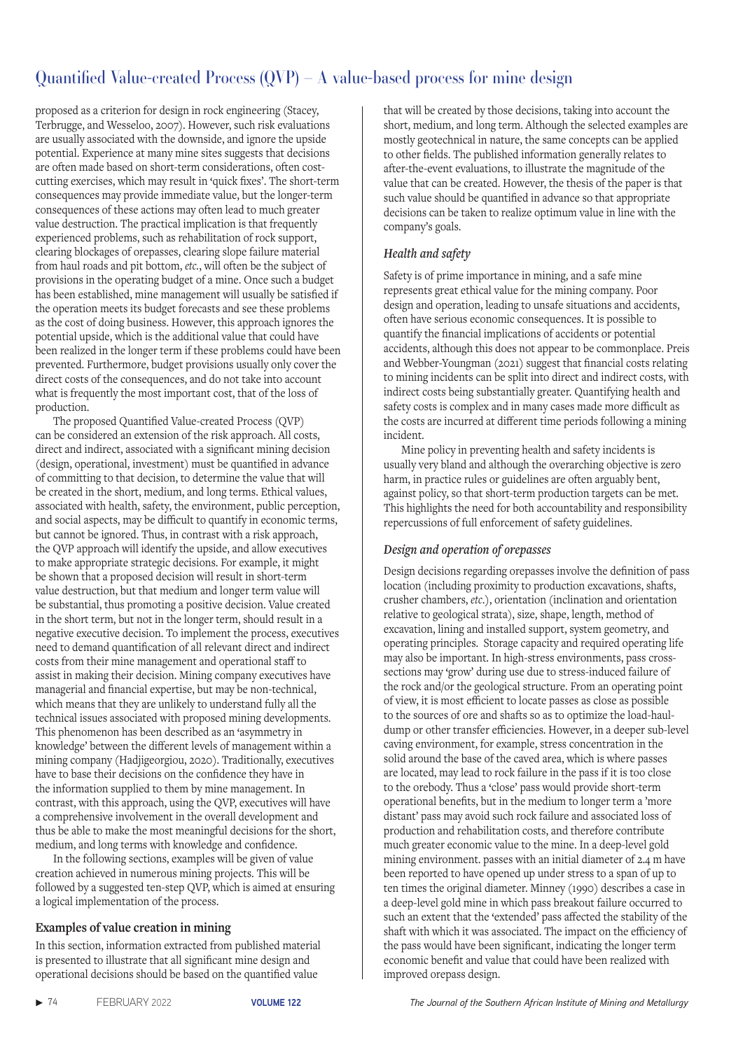proposed as a criterion for design in rock engineering (Stacey, Terbrugge, and Wesseloo, 2007). However, such risk evaluations are usually associated with the downside, and ignore the upside potential. Experience at many mine sites suggests that decisions are often made based on short-term considerations, often cost-cutting exercises, which may result in 'quick fixes'. The short-term consequences may provide immediate value, but the longer-term consequences of these actions may often lead to much greater value destruction. The practical implication is that frequently experienced problems, such as rehabilitation of rock support, clearing blockages of orepasses, clearing slope failure material from haul roads and pit bottom, *etc*., will often be the subject of provisions in the operating budget of a mine. Once such a budget has been established, mine management will usually be satisfied if the operation meets its budget forecasts and see these problems as the cost of doing business. However, this approach ignores the potential upside, which is the additional value that could have been realized in the longer term if these problems could have been prevented. Furthermore, budget provisions usually only cover the direct costs of the consequences, and do not take into account what is frequently the most important cost, that of the loss of production.

The proposed Quantified Value-created Process (QVP) can be considered an extension of the risk approach. All costs, direct and indirect, associated with a significant mining decision (design, operational, investment) must be quantified in advance of committing to that decision, to determine the value that will be created in the short, medium, and long terms. Ethical values, associated with health, safety, the environment, public perception, and social aspects, may be difficult to quantify in economic terms, but cannot be ignored. Thus, in contrast with a risk approach, the QVP approach will identify the upside, and allow executives to make appropriate strategic decisions. For example, it might be shown that a proposed decision will result in short-term value destruction, but that medium and longer term value will be substantial, thus promoting a positive decision. Value created in the short term, but not in the longer term, should result in a negative executive decision. To implement the process, executives need to demand quantification of all relevant direct and indirect costs from their mine management and operational staff to assist in making their decision. Mining company executives have managerial and financial expertise, but may be non-technical, which means that they are unlikely to understand fully all the technical issues associated with proposed mining developments. This phenomenon has been described as an 'asymmetry in knowledge' between the different levels of management within a mining company (Hadjigeorgiou, 2020). Traditionally, executives have to base their decisions on the confidence they have in the information supplied to them by mine management. In contrast, with this approach, using the QVP, executives will have a comprehensive involvement in the overall development and thus be able to make the most meaningful decisions for the short, medium, and long terms with knowledge and confidence.

In the following sections, examples will be given of value creation achieved in numerous mining projects. This will be followed by a suggested ten-step QVP, which is aimed at ensuring a logical implementation of the process.

## Examples of value creation in mining

In this section, information extracted from published material is presented to illustrate that all significant mine design and operational decisions should be based on the quantified value that will be created by those decisions, taking into account the short, medium, and long term. Although the selected examples are mostly geotechnical in nature, the same concepts can be applied to other fields. The published information generally relates to after-the-event evaluations, to illustrate the magnitude of the value that can be created. However, the thesis of the paper is that such value should be quantified in advance so that appropriate decisions can be taken to realize optimum value in line with the company's goals.

### *Health and safety*

Safety is of prime importance in mining, and a safe mine represents great ethical value for the mining company. Poor design and operation, leading to unsafe situations and accidents, often have serious economic consequences. It is possible to quantify the financial implications of accidents or potential accidents, although this does not appear to be commonplace. Preis and Webber-Youngman (2021) suggest that financial costs relating to mining incidents can be split into direct and indirect costs, with indirect costs being substantially greater. Quantifying health and safety costs is complex and in many cases made more difficult as the costs are incurred at different time periods following a mining incident.

Mine policy in preventing health and safety incidents is usually very bland and although the overarching objective is zero harm, in practice rules or guidelines are often arguably bent, against policy, so that short-term production targets can be met. This highlights the need for both accountability and responsibility repercussions of full enforcement of safety guidelines.

### *Design and operation of orepasses*

Design decisions regarding orepasses involve the definition of pass location (including proximity to production excavations, shafts, crusher chambers, *etc*.), orientation (inclination and orientation relative to geological strata), size, shape, length, method of excavation, lining and installed support, system geometry, and operating principles. Storage capacity and required operating life may also be important. In high-stress environments, pass cross-sections may 'grow' during use due to stress-induced failure of the rock and/or the geological structure. From an operating point of view, it is most efficient to locate passes as close as possible to the sources of ore and shafts so as to optimize the load-haul-dump or other transfer efficiencies. However, in a deeper sub-level caving environment, for example, stress concentration in the solid around the base of the caved area, which is where passes are located, may lead to rock failure in the pass if it is too close to the orebody. Thus a 'close' pass would provide short-term operational benefits, but in the medium to longer term a 'more distant' pass may avoid such rock failure and associated loss of production and rehabilitation costs, and therefore contribute much greater economic value to the mine. In a deep-level gold mining environment. passes with an initial diameter of 2.4 m have been reported to have opened up under stress to a span of up to ten times the original diameter. Minney (1990) describes a case in a deep-level gold mine in which pass breakout failure occurred to such an extent that the 'extended' pass affected the stability of the shaft with which it was associated. The impact on the efficiency of the pass would have been significant, indicating the longer term economic benefit and value that could have been realized with improved orepass design.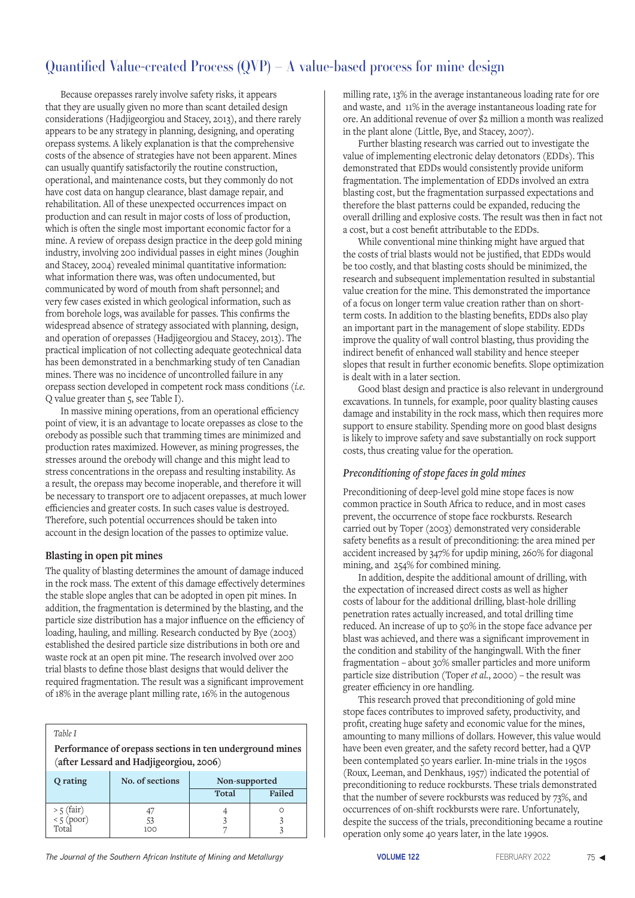Because orepasses rarely involve safety risks, it appears that they are usually given no more than scant detailed design considerations (Hadjigeorgiou and Stacey, 2013), and there rarely appears to be any strategy in planning, designing, and operating orepass systems. A likely explanation is that the comprehensive costs of the absence of strategies have not been apparent. Mines can usually quantify satisfactorily the routine construction, operational, and maintenance costs, but they commonly do not have cost data on hangup clearance, blast damage repair, and rehabilitation. All of these unexpected occurrences impact on production and can result in major costs of loss of production, which is often the single most important economic factor for a mine. A review of orepass design practice in the deep gold mining industry, involving 200 individual passes in eight mines (Joughin and Stacey, 2004) revealed minimal quantitative information: what information there was, was often undocumented, but communicated by word of mouth from shaft personnel; and very few cases existed in which geological information, such as from borehole logs, was available for passes. This confirms the widespread absence of strategy associated with planning, design, and operation of orepasses (Hadjigeorgiou and Stacey, 2013). The practical implication of not collecting adequate geotechnical data has been demonstrated in a benchmarking study of ten Canadian mines. There was no incidence of uncontrolled failure in any orepass section developed in competent rock mass conditions (*i.e.* Q value greater than 5, see Table I).

In massive mining operations, from an operational efficiency point of view, it is an advantage to locate orepasses as close to the orebody as possible such that tramming times are minimized and production rates maximized. However, as mining progresses, the stresses around the orebody will change and this might lead to stress concentrations in the orepass and resulting instability. As a result, the orepass may become inoperable, and therefore it will be necessary to transport ore to adjacent orepasses, at much lower efficiencies and greater costs. In such cases value is destroyed. Therefore, such potential occurrences should be taken into account in the design location of the passes to optimize value.

### Blasting in open pit mines

The quality of blasting determines the amount of damage induced in the rock mass. The extent of this damage effectively determines the stable slope angles that can be adopted in open pit mines. In addition, the fragmentation is determined by the blasting, and the particle size distribution has a major influence on the efficiency of loading, hauling, and milling. Research conducted by Bye (2003) established the desired particle size distributions in both ore and waste rock at an open pit mine. The research involved over 200 trial blasts to define those blast designs that would deliver the required fragmentation. The result was a significant improvement of 18% in the average plant milling rate, 16% in the autogenous milling rate, 13% in the average instantaneous loading rate for ore and waste, and 11% in the average instantaneous loading rate for ore. An additional revenue of over $2 million a month was realized in the plant alone (Little, Bye, and Stacey, 2007).

*Table I*

**Performance of orepass sections in ten underground mines (after Lessard and Hadjigeorgiou, 2006)**

| Q rating | No. of sections | Non-supported | |
|---|---|---|---|
| | | Total | Failed |
| > 5 (fair) | 47 | 4 | 0 |
| < 5 (poor) | 53 | 3 | 3 |
| Total | 100 | 7 | 3 |

Further blasting research was carried out to investigate the value of implementing electronic delay detonators (EDDs). This demonstrated that EDDs would consistently provide uniform fragmentation. The implementation of EDDs involved an extra blasting cost, but the fragmentation surpassed expectations and therefore the blast patterns could be expanded, reducing the overall drilling and explosive costs. The result was then in fact not a cost, but a cost benefit attributable to the EDDs.

While conventional mine thinking might have argued that the costs of trial blasts would not be justified, that EDDs would be too costly, and that blasting costs should be minimized, the research and subsequent implementation resulted in substantial value creation for the mine. This demonstrated the importance of a focus on longer term value creation rather than on short-term costs. In addition to the blasting benefits, EDDs also play an important part in the management of slope stability. EDDs improve the quality of wall control blasting, thus providing the indirect benefit of enhanced wall stability and hence steeper slopes that result in further economic benefits. Slope optimization is dealt with in a later section.

Good blast design and practice is also relevant in underground excavations. In tunnels, for example, poor quality blasting causes damage and instability in the rock mass, which then requires more support to ensure stability. Spending more on good blast designs is likely to improve safety and save substantially on rock support costs, thus creating value for the operation.

### *Preconditioning of stope faces in gold mines*

Preconditioning of deep-level gold mine stope faces is now common practice in South Africa to reduce, and in most cases prevent, the occurrence of stope face rockbursts. Research carried out by Toper (2003) demonstrated very considerable safety benefits as a result of preconditioning: the area mined per accident increased by 347% for updip mining, 260% for diagonal mining, and 254% for combined mining.

In addition, despite the additional amount of drilling, with the expectation of increased direct costs as well as higher costs of labour for the additional drilling, blast-hole drilling penetration rates actually increased, and total drilling time reduced. An increase of up to 50% in the stope face advance per blast was achieved, and there was a significant improvement in the condition and stability of the hangingwall. With the finer fragmentation – about 30% smaller particles and more uniform particle size distribution (Toper *et al.*, 2000) – the result was greater efficiency in ore handling.

This research proved that preconditioning of gold mine stope faces contributes to improved safety, productivity, and profit, creating huge safety and economic value for the mines, amounting to many millions of dollars. However, this value would have been even greater, and the safety record better, had a QVP been contemplated 50 years earlier. In-mine trials in the 1950s (Roux, Leeman, and Denkhaus, 1957) indicated the potential of preconditioning to reduce rockbursts. These trials demonstrated that the number of severe rockbursts was reduced by 73%, and occurrences of on-shift rockbursts were rare. Unfortunately, despite the success of the trials, preconditioning became a routine operation only some 40 years later, in the late 1990s.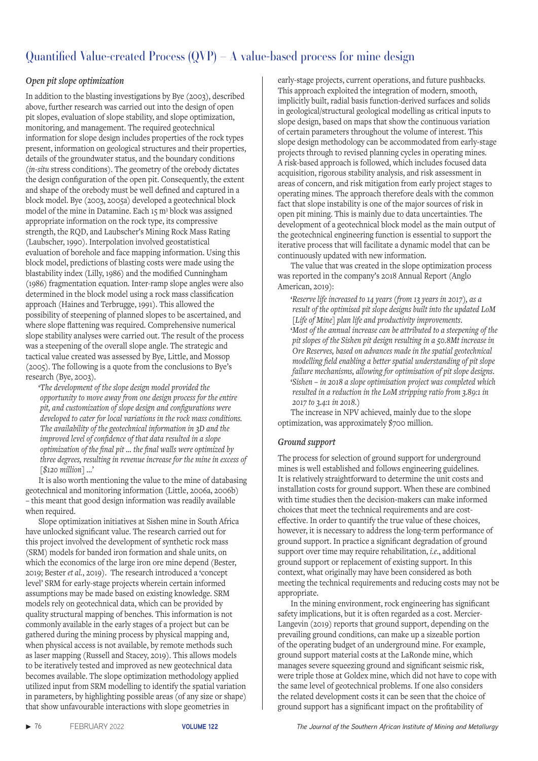### Open pit slope optimization

In addition to the blasting investigations by Bye (2003), described above, further research was carried out into the design of open pit slopes, evaluation of slope stability, and slope optimization, monitoring, and management. The required geotechnical information for slope design includes properties of the rock types present, information on geological structures and their properties, details of the groundwater status, and the boundary conditions (*in-situ* stress conditions). The geometry of the orebody dictates the design configuration of the open pit. Consequently, the extent and shape of the orebody must be well defined and captured in a block model. Bye (2003, 2005a) developed a geotechnical block model of the mine in Datamine. Each 15 $m^3$ block was assigned appropriate information on the rock type, its compressive strength, the RQD, and Laubscher's Mining Rock Mass Rating (Laubscher, 1990). Interpolation involved geostatistical evaluation of borehole and face mapping information. Using this block model, predictions of blasting costs were made using the blastability index (Lilly, 1986) and the modified Cunningham (1986) fragmentation equation. Inter-ramp slope angles were also determined in the block model using a rock mass classification approach (Haines and Terbrugge, 1991). This allowed the possibility of steepening of planned slopes to be ascertained, and where slope flattening was required. Comprehensive numerical slope stability analyses were carried out. The result of the process was a steepening of the overall slope angle. The strategic and tactical value created was assessed by Bye, Little, and Mossop (2005). The following is a quote from the conclusions to Bye's research (Bye, 2003).

> '*The development of the slope design model provided the opportunity to move away from one design process for the entire pit, and customization of slope design and configurations were developed to cater for local variations in the rock mass conditions. The availability of the geotechnical information in 3D and the improved level of confidence of that data resulted in a slope optimization of the final pit ... the final walls were optimized by three degrees, resulting in revenue increase for the mine in excess of* [*$120 million*] ...'

It is also worth mentioning the value to the mine of databasing geotechnical and monitoring information (Little, 2006a, 2006b) – this meant that good design information was readily available when required.

Slope optimization initiatives at Sishen mine in South Africa have unlocked significant value. The research carried out for this project involved the development of synthetic rock mass (SRM) models for banded iron formation and shale units, on which the economics of the large iron ore mine depend (Bester, 2019; Bester *et al.*, 2019). The research introduced a 'concept level' SRM for early-stage projects wherein certain informed assumptions may be made based on existing knowledge. SRM models rely on geotechnical data, which can be provided by quality structural mapping of benches. This information is not commonly available in the early stages of a project but can be gathered during the mining process by physical mapping and, when physical access is not available, by remote methods such as laser mapping (Russell and Stacey, 2019). This allows models to be iteratively tested and improved as new geotechnical data becomes available. The slope optimization methodology applied utilized input from SRM modelling to identify the spatial variation in parameters, by highlighting possible areas (of any size or shape) that show unfavourable interactions with slope geometries in early-stage projects, current operations, and future pushbacks. This approach exploited the integration of modern, smooth, implicitly built, radial basis function-derived surfaces and solids in geological/structural geological modelling as critical inputs to slope design, based on maps that show the continuous variation of certain parameters throughout the volume of interest. This slope design methodology can be accommodated from early-stage projects through to revised planning cycles in operating mines. A risk-based approach is followed, which includes focused data acquisition, rigorous stability analysis, and risk assessment in areas of concern, and risk mitigation from early project stages to operating mines. The approach therefore deals with the common fact that slope instability is one of the major sources of risk in open pit mining. This is mainly due to data uncertainties. The development of a geotechnical block model as the main output of the geotechnical engineering function is essential to support the iterative process that will facilitate a dynamic model that can be continuously updated with new information.

The value that was created in the slope optimization process was reported in the company's 2018 Annual Report (Anglo American, 2019):

> '*Reserve life increased to 14 years (from 13 years in 2017), as a result of the optimised pit slope designs built into the updated LoM* [*Life of Mine*] *plan life and productivity improvements.*
> '*Most of the annual increase can be attributed to a steepening of the pit slopes of the Sishen pit design resulting in a 50.8Mt increase in Ore Reserves, based on advances made in the spatial geotechnical modelling field enabling a better spatial understanding of pit slope failure mechanisms, allowing for optimisation of pit slope designs.*
> '*Sishen – in 2018 a slope optimisation project was completed which resulted in a reduction in the LoM stripping ratio from 3.89:1 in 2017 to 3.4:1 in 2018.*)

The increase in NPV achieved, mainly due to the slope optimization, was approximately $700 million.

### Ground support

The process for selection of ground support for underground mines is well established and follows engineering guidelines. It is relatively straightforward to determine the unit costs and installation costs for ground support. When these are combined with time studies then the decision-makers can make informed choices that meet the technical requirements and are cost-effective. In order to quantify the true value of these choices, however, it is necessary to address the long-term performance of ground support. In practice a significant degradation of ground support over time may require rehabilitation, *i.e.*, additional ground support or replacement of existing support. In this context, what originally may have been considered as both meeting the technical requirements and reducing costs may not be appropriate.

In the mining environment, rock engineering has significant safety implications, but it is often regarded as a cost. Mercier-Langevin (2019) reports that ground support, depending on the prevailing ground conditions, can make up a sizeable portion of the operating budget of an underground mine. For example, ground support material costs at the LaRonde mine, which manages severe squeezing ground and significant seismic risk, were triple those at Goldex mine, which did not have to cope with the same level of geotechnical problems. If one also considers the related development costs it can be seen that the choice of ground support has a significant impact on the profitability of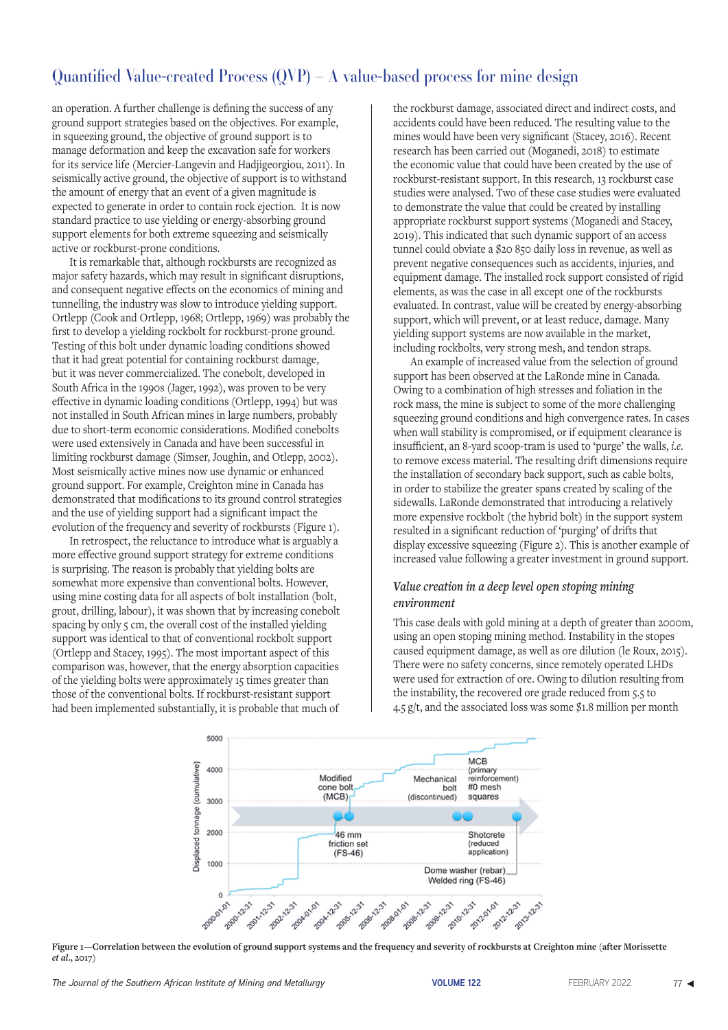an operation. A further challenge is defining the success of any ground support strategies based on the objectives. For example, in squeezing ground, the objective of ground support is to manage deformation and keep the excavation safe for workers for its service life (Mercier-Langevin and Hadjigeorgiou, 2011). In seismically active ground, the objective of support is to withstand the amount of energy that an event of a given magnitude is expected to generate in order to contain rock ejection. It is now standard practice to use yielding or energy-absorbing ground support elements for both extreme squeezing and seismically active or rockburst-prone conditions.

It is remarkable that, although rockbursts are recognized as major safety hazards, which may result in significant disruptions, and consequent negative effects on the economics of mining and tunnelling, the industry was slow to introduce yielding support. Ortlepp (Cook and Ortlepp, 1968; Ortlepp, 1969) was probably the first to develop a yielding rockbolt for rockburst-prone ground. Testing of this bolt under dynamic loading conditions showed that it had great potential for containing rockburst damage, but it was never commercialized. The conebolt, developed in South Africa in the 1990s (Jager, 1992), was proven to be very effective in dynamic loading conditions (Ortlepp, 1994) but was not installed in South African mines in large numbers, probably due to short-term economic considerations. Modified conebolts were used extensively in Canada and have been successful in limiting rockburst damage (Simser, Joughin, and Otlepp, 2002). Most seismically active mines now use dynamic or enhanced ground support. For example, Creighton mine in Canada has demonstrated that modifications to its ground control strategies and the use of yielding support had a significant impact the evolution of the frequency and severity of rockbursts (Figure 1).

In retrospect, the reluctance to introduce what is arguably a more effective ground support strategy for extreme conditions is surprising. The reason is probably that yielding bolts are somewhat more expensive than conventional bolts. However, using mine costing data for all aspects of bolt installation (bolt, grout, drilling, labour), it was shown that by increasing conebolt spacing by only 5 cm, the overall cost of the installed yielding support was identical to that of conventional rockbolt support (Ortlepp and Stacey, 1995). The most important aspect of this comparison was, however, that the energy absorption capacities of the yielding bolts were approximately 15 times greater than those of the conventional bolts. If rockburst-resistant support had been implemented substantially, it is probable that much of the rockburst damage, associated direct and indirect costs, and accidents could have been reduced. The resulting value to the mines would have been very significant (Stacey, 2016). Recent research has been carried out (Moganedi, 2018) to estimate the economic value that could have been created by the use of rockburst-resistant support. In this research, 13 rockburst case studies were analysed. Two of these case studies were evaluated to demonstrate the value that could be created by installing appropriate rockburst support systems (Moganedi and Stacey, 2019). This indicated that such dynamic support of an access tunnel could obviate a \$20 850 daily loss in revenue, as well as prevent negative consequences such as accidents, injuries, and equipment damage. The installed rock support consisted of rigid elements, as was the case in all except one of the rockbursts evaluated. In contrast, value will be created by energy-absorbing support, which will prevent, or at least reduce, damage. Many yielding support systems are now available in the market, including rockbolts, very strong mesh, and tendon straps.

An example of increased value from the selection of ground support has been observed at the LaRonde mine in Canada. Owing to a combination of high stresses and foliation in the rock mass, the mine is subject to some of the more challenging squeezing ground conditions and high convergence rates. In cases when wall stability is compromised, or if equipment clearance is insufficient, an 8-yard scoop-tram is used to 'purge' the walls, *i.e.* to remove excess material. The resulting drift dimensions require the installation of secondary back support, such as cable bolts, in order to stabilize the greater spans created by scaling of the sidewalls. LaRonde demonstrated that introducing a relatively more expensive rockbolt (the hybrid bolt) in the support system resulted in a significant reduction of 'purging' of drifts that display excessive squeezing (Figure 2). This is another example of increased value following a greater investment in ground support.

### *Value creation in a deep level open stoping mining environment*

This case deals with gold mining at a depth of greater than 2000m, using an open stoping mining method. Instability in the stopes caused equipment damage, as well as ore dilution (le Roux, 2015). There were no safety concerns, since remotely operated LHDs were used for extraction of ore. Owing to dilution resulting from the instability, the recovered ore grade reduced from 5.5 to 4.5 g/t, and the associated loss was some \$1.8 million per month

**Figure 1—Correlation between the evolution of ground support systems and the frequency and severity of rockbursts at Creighton mine** (**after Morissette *et al*.**, 2017)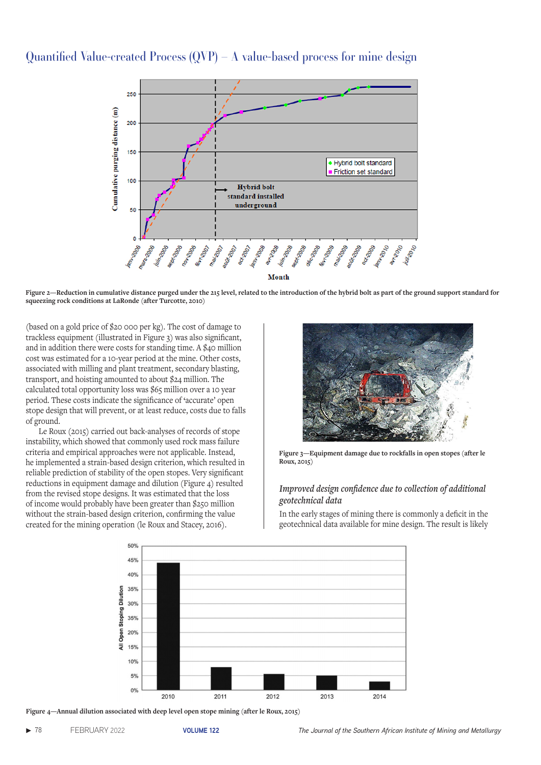Figure 2—Reduction in cumulative distance purged under the 215 level, related to the introduction of the hybrid bolt as part of the ground support standard for squeezing rock conditions at LaRonde (after Turcotte, 2010)

(based on a gold price of $20 000 per kg). The cost of damage to trackless equipment (illustrated in Figure 3) was also significant, and in addition there were costs for standing time. A $40 million cost was estimated for a 10-year period at the mine. Other costs, associated with milling and plant treatment, secondary blasting, transport, and hoisting amounted to about $24 million. The calculated total opportunity loss was $65 million over a 10 year period. These costs indicate the significance of 'accurate' open stope design that will prevent, or at least reduce, costs due to falls of ground.

Le Roux (2015) carried out back-analyses of records of stope instability, which showed that commonly used rock mass failure criteria and empirical approaches were not applicable. Instead, he implemented a strain-based design criterion, which resulted in reliable prediction of stability of the open stopes. Very significant reductions in equipment damage and dilution (Figure 4) resulted from the revised stope designs. It was estimated that the loss of income would probably have been greater than $250 million without the strain-based design criterion, confirming the value created for the mining operation (le Roux and Stacey, 2016).

Figure 3—Equipment damage due to rockfalls in open stopes (after le Roux, 2015)

### *Improved design confidence due to collection of additional geotechnical data*

In the early stages of mining there is commonly a deficit in the geotechnical data available for mine design. The result is likely

Figure 4—Annual dilution associated with deep level open stope mining (after le Roux, 2015)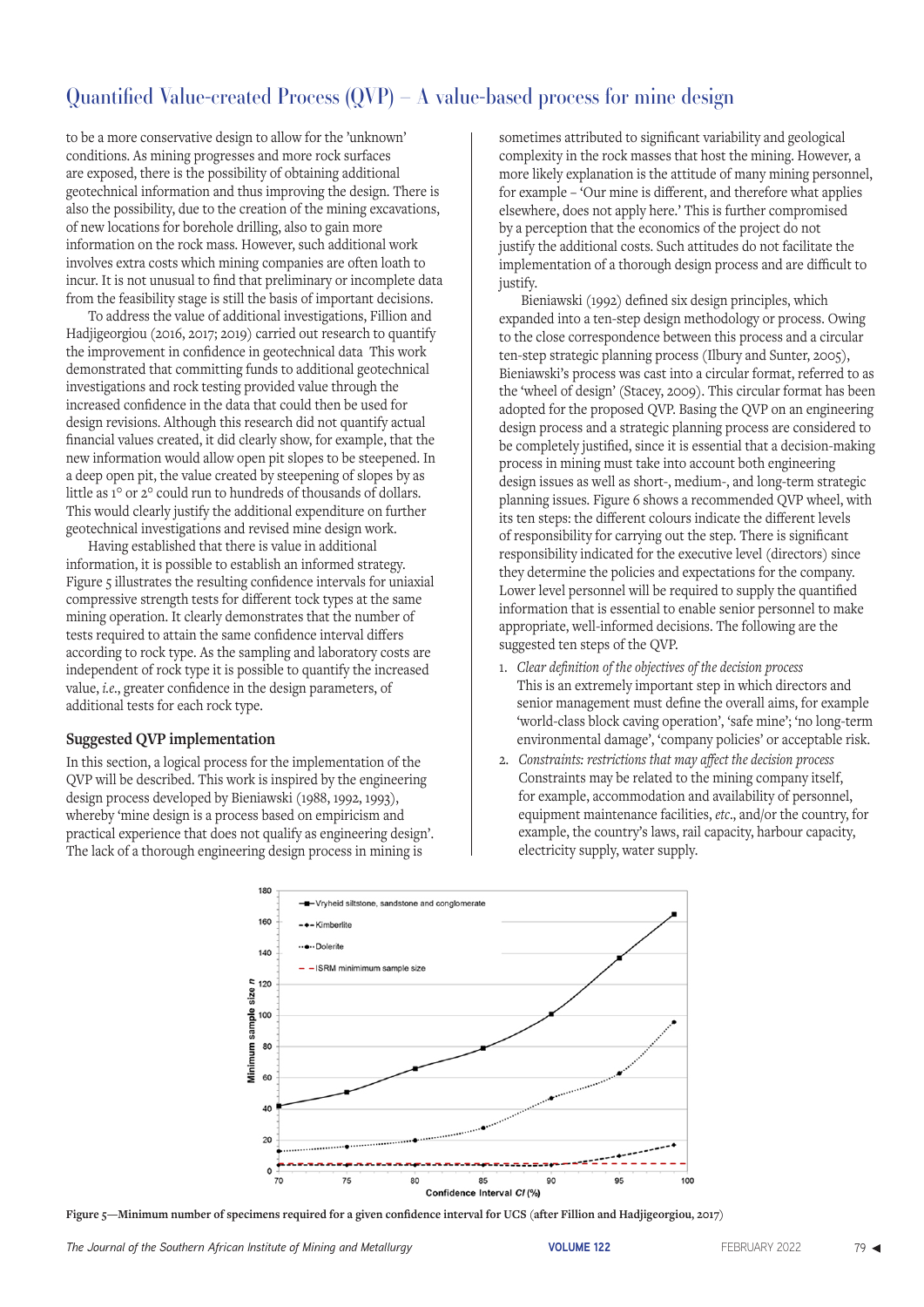to be a more conservative design to allow for the 'unknown' conditions. As mining progresses and more rock surfaces are exposed, there is the possibility of obtaining additional geotechnical information and thus improving the design. There is also the possibility, due to the creation of the mining excavations, of new locations for borehole drilling, also to gain more information on the rock mass. However, such additional work involves extra costs which mining companies are often loath to incur. It is not unusual to find that preliminary or incomplete data from the feasibility stage is still the basis of important decisions.

To address the value of additional investigations, Fillion and Hadjigeorgiou (2016, 2017; 2019) carried out research to quantify the improvement in confidence in geotechnical data  This work demonstrated that committing funds to additional geotechnical investigations and rock testing provided value through the increased confidence in the data that could then be used for design revisions. Although this research did not quantify actual financial values created, it did clearly show, for example, that the new information would allow open pit slopes to be steepened. In a deep open pit, the value created by steepening of slopes by as little as 1° or 2° could run to hundreds of thousands of dollars. This would clearly justify the additional expenditure on further geotechnical investigations and revised mine design work.

Having established that there is value in additional information, it is possible to establish an informed strategy. Figure 5 illustrates the resulting confidence intervals for uniaxial compressive strength tests for different tock types at the same mining operation. It clearly demonstrates that the number of tests required to attain the same confidence interval differs according to rock type. As the sampling and laboratory costs are independent of rock type it is possible to quantify the increased value, *i.e.*, greater confidence in the design parameters, of additional tests for each rock type.

## Suggested QVP implementation

In this section, a logical process for the implementation of the QVP will be described. This work is inspired by the engineering design process developed by Bieniawski (1988, 1992, 1993), whereby 'mine design is a process based on empiricism and practical experience that does not qualify as engineering design'. The lack of a thorough engineering design process in mining is sometimes attributed to significant variability and geological complexity in the rock masses that host the mining. However, a more likely explanation is the attitude of many mining personnel, for example – 'Our mine is different, and therefore what applies elsewhere, does not apply here.' This is further compromised by a perception that the economics of the project do not justify the additional costs. Such attitudes do not facilitate the implementation of a thorough design process and are difficult to justify.

Bieniawski (1992) defined six design principles, which expanded into a ten-step design methodology or process. Owing to the close correspondence between this process and a circular ten-step strategic planning process (Ilbury and Sunter, 2005), Bieniawski's process was cast into a circular format, referred to as the 'wheel of design' (Stacey, 2009). This circular format has been adopted for the proposed QVP. Basing the QVP on an engineering design process and a strategic planning process are considered to be completely justified, since it is essential that a decision-making process in mining must take into account both engineering design issues as well as short-, medium-, and long-term strategic planning issues. Figure 6 shows a recommended QVP wheel, with its ten steps: the different colours indicate the different levels of responsibility for carrying out the step. There is significant responsibility indicated for the executive level (directors) since they determine the policies and expectations for the company. Lower level personnel will be required to supply the quantified information that is essential to enable senior personnel to make appropriate, well-informed decisions. The following are the suggested ten steps of the QVP.

1. *Clear definition of the objectives of the decision process*
   This is an extremely important step in which directors and senior management must define the overall aims, for example 'world-class block caving operation', 'safe mine'; 'no long-term environmental damage', 'company policies' or acceptable risk.
2. *Constraints: restrictions that may affect the decision process*
   Constraints may be related to the mining company itself, for example, accommodation and availability of personnel, equipment maintenance facilities, *etc*., and/or the country, for example, the country's laws, rail capacity, harbour capacity, electricity supply, water supply.

**Figure 5—Minimum number of specimens required for a given confidence interval for UCS (after Fillion and Hadjigeorgiou, 2017)**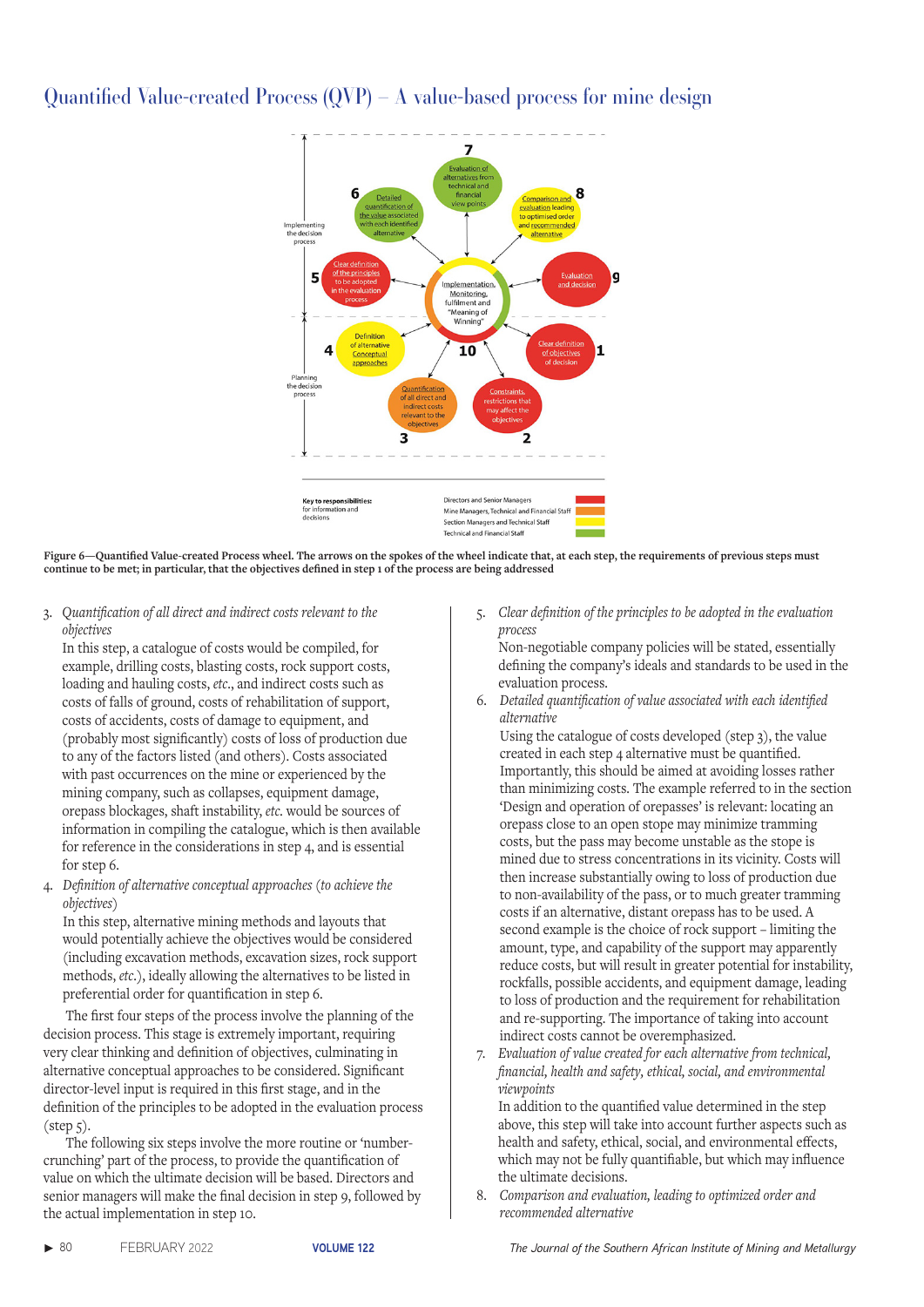## Quantified Value-created Process (QVP) – A value-based process for mine design

Figure 6—Quantified Value-created Process wheel. The arrows on the spokes of the wheel indicate that, at each step, the requirements of previous steps must continue to be met; in particular, that the objectives defined in step 1 of the process are being addressed

3. *Quantification of all direct and indirect costs relevant to the objectives*
   In this step, a catalogue of costs would be compiled, for example, drilling costs, blasting costs, rock support costs, loading and hauling costs, *etc*., and indirect costs such as costs of falls of ground, costs of rehabilitation of support, costs of accidents, costs of damage to equipment, and (probably most significantly) costs of loss of production due to any of the factors listed (and others). Costs associated with past occurrences on the mine or experienced by the mining company, such as collapses, equipment damage, orepass blockages, shaft instability, *etc.* would be sources of information in compiling the catalogue, which is then available for reference in the considerations in step 4, and is essential for step 6.
4. *Definition of alternative conceptual approaches (to achieve the objectives)*
   In this step, alternative mining methods and layouts that would potentially achieve the objectives would be considered (including excavation methods, excavation sizes, rock support methods, *etc.*), ideally allowing the alternatives to be listed in preferential order for quantification in step 6.

The first four steps of the process involve the planning of the decision process. This stage is extremely important, requiring very clear thinking and definition of objectives, culminating in alternative conceptual approaches to be considered. Significant director-level input is required in this first stage, and in the definition of the principles to be adopted in the evaluation process (step 5).

The following six steps involve the more routine or 'number-crunching' part of the process, to provide the quantification of value on which the ultimate decision will be based. Directors and senior managers will make the final decision in step 9, followed by the actual implementation in step 10.

5. *Clear definition of the principles to be adopted in the evaluation process*
   Non-negotiable company policies will be stated, essentially defining the company's ideals and standards to be used in the evaluation process.
6. *Detailed quantification of value associated with each identified alternative*
   Using the catalogue of costs developed (step 3), the value created in each step 4 alternative must be quantified. Importantly, this should be aimed at avoiding losses rather than minimizing costs. The example referred to in the section 'Design and operation of orepasses' is relevant: locating an orepass close to an open stope may minimize tramming costs, but the pass may become unstable as the stope is mined due to stress concentrations in its vicinity. Costs will then increase substantially owing to loss of production due to non-availability of the pass, or to much greater tramming costs if an alternative, distant orepass has to be used. A second example is the choice of rock support – limiting the amount, type, and capability of the support may apparently reduce costs, but will result in greater potential for instability, rockfalls, possible accidents, and equipment damage, leading to loss of production and the requirement for rehabilitation and re-supporting. The importance of taking into account indirect costs cannot be overemphasized.
7. *Evaluation of value created for each alternative from technical, financial, health and safety, ethical, social, and environmental viewpoints*
   In addition to the quantified value determined in the step above, this step will take into account further aspects such as health and safety, ethical, social, and environmental effects, which may not be fully quantifiable, but which may influence the ultimate decisions.
8. *Comparison and evaluation, leading to optimized order and recommended alternative*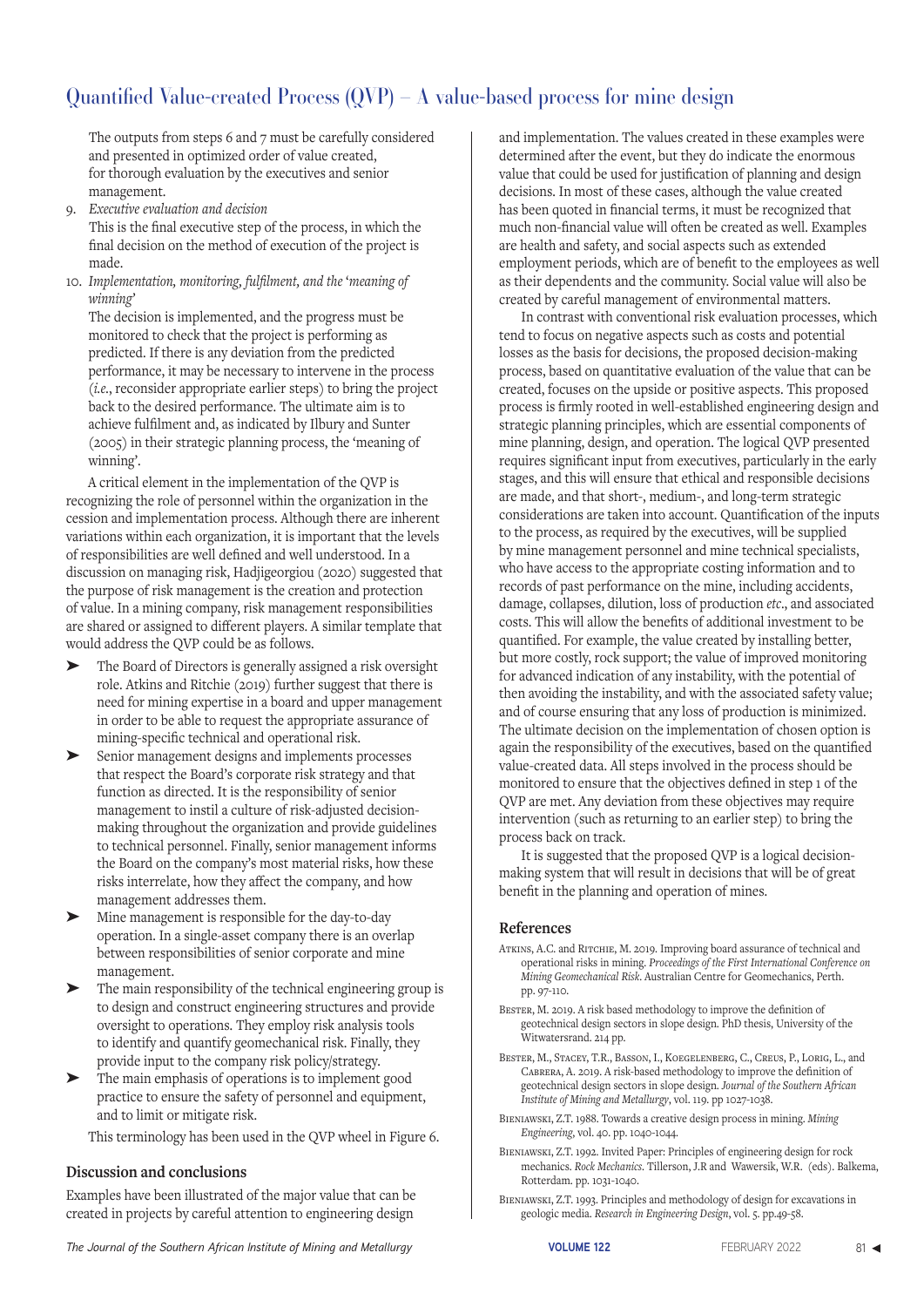The outputs from steps 6 and 7 must be carefully considered and presented in optimized order of value created, for thorough evaluation by the executives and senior management.

9. *Executive evaluation and decision*
   This is the final executive step of the process, in which the final decision on the method of execution of the project is made.
10. *Implementation, monitoring, fulfilment, and the 'meaning of winning'*
    The decision is implemented, and the progress must be monitored to check that the project is performing as predicted. If there is any deviation from the predicted performance, it may be necessary to intervene in the process (*i.e.*, reconsider appropriate earlier steps) to bring the project back to the desired performance. The ultimate aim is to achieve fulfilment and, as indicated by Ilbury and Sunter (2005) in their strategic planning process, the 'meaning of winning'.

A critical element in the implementation of the QVP is recognizing the role of personnel within the organization in the cession and implementation process. Although there are inherent variations within each organization, it is important that the levels of responsibilities are well defined and well understood. In a discussion on managing risk, Hadjigeorgiou (2020) suggested that the purpose of risk management is the creation and protection of value. In a mining company, risk management responsibilities are shared or assigned to different players. A similar template that would address the QVP could be as follows.

- The Board of Directors is generally assigned a risk oversight role. Atkins and Ritchie (2019) further suggest that there is need for mining expertise in a board and upper management in order to be able to request the appropriate assurance of mining-specific technical and operational risk.
- Senior management designs and implements processes that respect the Board's corporate risk strategy and that function as directed. It is the responsibility of senior management to instil a culture of risk-adjusted decision-making throughout the organization and provide guidelines to technical personnel. Finally, senior management informs the Board on the company's most material risks, how these risks interrelate, how they affect the company, and how management addresses them.
- Mine management is responsible for the day-to-day operation. In a single-asset company there is an overlap between responsibilities of senior corporate and mine management.
- The main responsibility of the technical engineering group is to design and construct engineering structures and provide oversight to operations. They employ risk analysis tools to identify and quantify geomechanical risk. Finally, they provide input to the company risk policy/strategy.
- The main emphasis of operations is to implement good practice to ensure the safety of personnel and equipment, and to limit or mitigate risk.

This terminology has been used in the QVP wheel in Figure 6.

### Discussion and conclusions

Examples have been illustrated of the major value that can be created in projects by careful attention to engineering design and implementation. The values created in these examples were determined after the event, but they do indicate the enormous value that could be used for justification of planning and design decisions. In most of these cases, although the value created has been quoted in financial terms, it must be recognized that much non-financial value will often be created as well. Examples are health and safety, and social aspects such as extended employment periods, which are of benefit to the employees as well as their dependents and the community. Social value will also be created by careful management of environmental matters.

In contrast with conventional risk evaluation processes, which tend to focus on negative aspects such as costs and potential losses as the basis for decisions, the proposed decision-making process, based on quantitative evaluation of the value that can be created, focuses on the upside or positive aspects. This proposed process is firmly rooted in well-established engineering design and strategic planning principles, which are essential components of mine planning, design, and operation. The logical QVP presented requires significant input from executives, particularly in the early stages, and this will ensure that ethical and responsible decisions are made, and that short-, medium-, and long-term strategic considerations are taken into account. Quantification of the inputs to the process, as required by the executives, will be supplied by mine management personnel and mine technical specialists, who have access to the appropriate costing information and to records of past performance on the mine, including accidents, damage, collapses, dilution, loss of production *etc*., and associated costs. This will allow the benefits of additional investment to be quantified. For example, the value created by installing better, but more costly, rock support; the value of improved monitoring for advanced indication of any instability, with the potential of then avoiding the instability, and with the associated safety value; and of course ensuring that any loss of production is minimized. The ultimate decision on the implementation of chosen option is again the responsibility of the executives, based on the quantified value-created data. All steps involved in the process should be monitored to ensure that the objectives defined in step 1 of the QVP are met. Any deviation from these objectives may require intervention (such as returning to an earlier step) to bring the process back on track.

It is suggested that the proposed QVP is a logical decision-making system that will result in decisions that will be of great benefit in the planning and operation of mines.

### References

Atkins, A.C. and Ritchie, M. 2019. Improving board assurance of technical and operational risks in mining. *Proceedings of the First International Conference on Mining Geomechanical Risk*. Australian Centre for Geomechanics, Perth. pp. 97-110.

Bester, M. 2019. A risk based methodology to improve the definition of geotechnical design sectors in slope design. PhD thesis, University of the Witwatersrand. 214 pp.

Bester, M., Stacey, T.R., Basson, I., Koegelenberg, C., Creus, P., Lorig, L., and Cabrera, A. 2019. A risk-based methodology to improve the definition of geotechnical design sectors in slope design. *Journal of the Southern African Institute of Mining and Metallurgy*, vol. 119. pp 1027-1038.

Bieniawski, Z.T. 1988. Towards a creative design process in mining. *Mining Engineering*, vol. 40. pp. 1040-1044.

Bieniawski, Z.T. 1992. Invited Paper: Principles of engineering design for rock mechanics. *Rock Mechanics*. Tillerson, J.R and Wawersik, W.R. (eds). Balkema, Rotterdam. pp. 1031-1040.

Bieniawski, Z.T. 1993. Principles and methodology of design for excavations in geologic media. *Research in Engineering Design*, vol. 5. pp.49-58.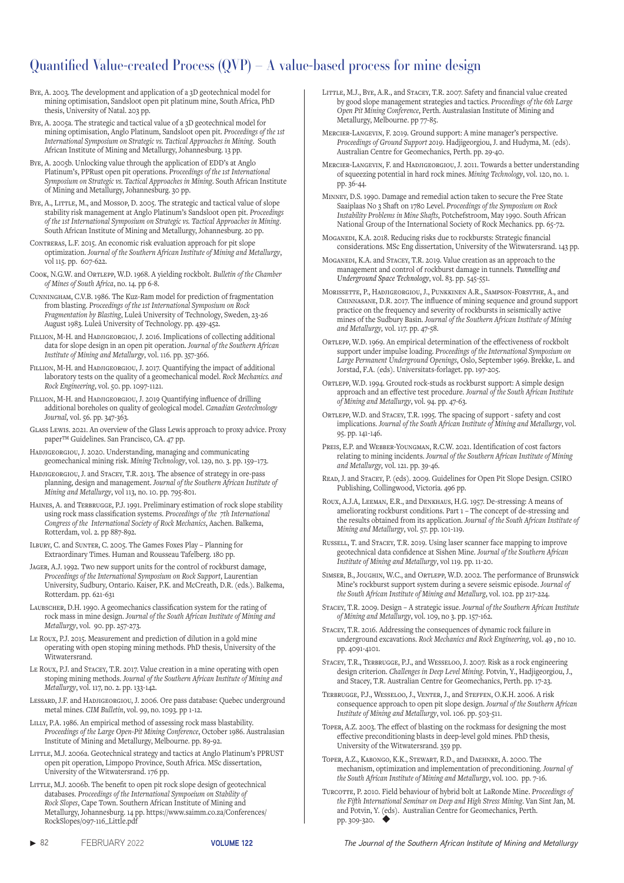Bye, A. 2003. The development and application of a 3D geotechnical model for mining optimisation, Sandsloot open pit platinum mine, South Africa, PhD thesis, University of Natal. 203 pp.

Bye, A. 2005a. The strategic and tactical value of a 3D geotechnical model for mining optimisation, Anglo Platinum, Sandsloot open pit. *Proceedings of the 1st International Symposium on Strategic vs. Tactical Approaches in Mining*. South African Institute of Mining and Metallurgy, Johannesburg. 13 pp.

Bye, A. 2005b. Unlocking value through the application of EDD's at Anglo Platinum's, PPRust open pit operations. *Proceedings of the 1st International Symposium on Strategic vs. Tactical Approaches in Mining*. South African Institute of Mining and Metallurgy, Johannesburg. 30 pp.

Bye, A., Little, M., and Mossop, D. 2005. The strategic and tactical value of slope stability risk management at Anglo Platinum's Sandsloot open pit. *Proceedings of the 1st International Symposium on Strategic vs. Tactical Approaches in Mining*. South African Institute of Mining and Metallurgy, Johannesburg. 20 pp.

Contreras, L.F. 2015. An economic risk evaluation approach for pit slope optimization. *Journal of the Southern African Institute of Mining and Metallurgy*, vol 115. pp. 607-622.

Cook, N.G.W. and Ortlepp, W.D. 1968. A yielding rockbolt. *Bulletin of the Chamber of Mines of South Africa*, no. 14. pp 6-8.

Cunningham, C.V.B. 1986. The Kuz-Ram model for prediction of fragmentation from blasting. *Proceedings of the 1st International Symposium on Rock Fragmentation by Blasting*, Luleå University of Technology, Sweden, 23-26 August 1983. Luleå University of Technology. pp. 439-452.

Fillion, M-H. and Hadjigeorgiou, J. 2016. Implications of collecting additional data for slope design in an open pit operation. *Journal of the Southern African Institute of Mining and Metallurgy*, vol. 116. pp. 357-366.

Fillion, M-H. and Hadjigeorgiou, J. 2017. Quantifying the impact of additional laboratory tests on the quality of a geomechanical model. *Rock Mechanics. and Rock Engineering*, vol. 50. pp. 1097-1121.

Fillion, M-H. and Hadjigeorgiou, J. 2019 Quantifying influence of drilling additional boreholes on quality of geological model. *Canadian Geotechnology Journal*, vol. 56. pp. 347-363.

Glass Lewis. 2021. An overview of the Glass Lewis approach to proxy advice. Proxy paper™ Guidelines. San Francisco, CA. 47 pp.

Hadjigeorgiou, J. 2020. Understanding, managing and communicating geomechanical mining risk. *Mining Technology*, vol. 129, no. 3. pp. 159–173.

Hadjigeorgiou, J. and Stacey, T.R. 2013. The absence of strategy in ore-pass planning, design and management. *Journal of the Southern African Institute of Mining and Metallurgy*, vol 113, no. 10. pp. 795-801.

Haines, A. and Terbrugge, P.J. 1991. Preliminary estimation of rock slope stability using rock mass classification systems. *Proceedings of the 7th International Congress of the International Society of Rock Mechanics*, Aachen. Balkema, Rotterdam, vol. 2. pp 887-892.

Ilbury, C. and Sunter, C. 2005. The Games Foxes Play – Planning for Extraordinary Times. Human and Rousseau Tafelberg. 180 pp.

Jager, A.J. 1992. Two new support units for the control of rockburst damage, *Proceedings of the International Symposium on Rock Support*, Laurentian University, Sudbury, Ontario. Kaiser, P.K. and McCreath, D.R. (eds.). Balkema, Rotterdam. pp. 621-631

Laubscher, D.H. 1990. A geomechanics classification system for the rating of rock mass in mine design. *Journal of the South African Institute of Mining and Metallurgy*, vol. 90. pp. 257-273.

Le Roux, P.J. 2015. Measurement and prediction of dilution in a gold mine operating with open stoping mining methods. PhD thesis, University of the Witwatersrand.

Le Roux, P.J. and Stacey, T.R. 2017. Value creation in a mine operating with open stoping mining methods. *Journal of the Southern African Institute of Mining and Metallurgy*, vol. 117, no. 2. pp. 133-142.

Lessard, J.F. and Hadjigeorgiou, J. 2006. Ore pass database: Quebec underground metal mines. *CIM Bulletin*, vol. 99, no. 1093. pp 1-12.

Lilly, P.A. 1986. An empirical method of assessing rock mass blastability. *Proceedings of the Large Open-Pit Mining Conference*, October 1986. Australasian Institute of Mining and Metallurgy, Melbourne. pp. 89-92.

Little, M.J. 2006a. Geotechnical strategy and tactics at Anglo Platinum's PPRUST open pit operation, Limpopo Province, South Africa. MSc dissertation, University of the Witwatersrand. 176 pp.

Little, M.J. 2006b. The benefit to open pit rock slope design of geotechnical databases. *Proceedings of the International Sympoeium on Stability of Rock Slopes*, Cape Town. Southern African Institute of Mining and Metallurgy, Johannesburg. 14 pp. https://www.saimm.co.za/Conferences/RockSlopes/097-116_Little.pdf

Little, M.J., Bye, A.R., and Stacey, T.R. 2007. Safety and financial value created by good slope management strategies and tactics. *Proceedings of the 6th Large Open Pit Mining Conference*, Perth. Australasian Institute of Mining and Metallurgy, Melbourne. pp 77-85.

Mercier-Langevin, F. 2019. Ground support: A mine manager's perspective. *Proceedings of Ground Support 2019*. Hadjigeorgiou, J. and Hudyma, M. (eds). Australian Centre for Geomechanics, Perth. pp. 29-40.

Mercier-Langevin, F. and Hadjigeorgiou, J. 2011. Towards a better understanding of squeezing potential in hard rock mines. *Mining Technology*, vol. 120, no. 1. pp. 36-44.

Minney, D.S. 1990. Damage and remedial action taken to secure the Free State Saaiplaas No 3 Shaft on 1780 Level. *Proceedings of the Symposium on Rock Instability Problems in Mine Shafts*, Potchefstroom, May 1990. South African National Group of the International Society of Rock Mechanics. pp. 65-72.

Moganedi, K.A. 2018. Reducing risks due to rockbursts: Strategic financial considerations. MSc Eng dissertation, University of the Witwatersrand. 143 pp.

Moganedi, K.A. and Stacey, T.R. 2019. Value creation as an approach to the management and control of rockburst damage in tunnels. *Tunnelling and Underground Space Technology*, vol. 83. pp. 545-551.

Morissette, P., Hadjigeorgiou, J., Punkkinen A.R., Sampson-Forsythe, A., and Chinnasane, D.R. 2017. The influence of mining sequence and ground support practice on the frequency and severity of rockbursts in seismically active mines of the Sudbury Basin. *Journal of the Southern African Institute of Mining and Metallurgy*, vol. 117. pp. 47-58.

Ortlepp, W.D. 1969. An empirical determination of the effectiveness of rockbolt support under impulse loading. *Proceedings of the International Symposium on Large Permanent Underground Openings*, Oslo, September 1969. Brekke, L. and Jorstad, F.A. (eds). Universitats-forlaget. pp. 197-205.

Ortlepp, W.D. 1994. Grouted rock-studs as rockburst support: A simple design approach and an effective test procedure. *Journal of the South African Institute of Mining and Metallurgy*, vol. 94. pp. 47-63.

Ortlepp, W.D. and Stacey, T.R. 1995. The spacing of support - safety and cost implications. *Journal of the South African Institute of Mining and Metallurgy*, vol. 95. pp. 141-146.

Preis, E.P. and Webber-Youngman, R.C.W. 2021. Identification of cost factors relating to mining incidents. *Journal of the Southern African Institute of Mining and Metallurgy*, vol. 121. pp. 39-46.

Read, J. and Stacey, P. (eds). 2009. Guidelines for Open Pit Slope Design. CSIRO Publishing, Collingwood, Victoria. 496 pp.

Roux, A.J.A, Leeman, E.R., and Denkhaus, H.G. 1957. De-stressing: A means of ameliorating rockburst conditions. Part 1 – The concept of de-stressing and the results obtained from its application. *Journal of the South African Institute of Mining and Metallurgy*, vol. 57. pp. 101-119.

Russell, T. and Stacey, T.R. 2019. Using laser scanner face mapping to improve geotechnical data confidence at Sishen Mine. *Journal of the Southern African Institute of Mining and Metallurgy*, vol 119. pp. 11-20.

Simser, B., Joughin, W.C., and Ortlepp, W.D. 2002. The performance of Brunswick Mine's rockburst support system during a severe seismic episode. *Journal of the South African Institute of Mining and Metallurg*, vol. 102. pp 217-224.

Stacey, T.R. 2009. Design – A strategic issue. *Journal of the Southern African Institute of Mining and Metallurgy*, vol. 109, no 3. pp. 157-162.

Stacey, T.R. 2016. Addressing the consequences of dynamic rock failure in underground excavations. *Rock Mechanics and Rock Engineering*, vol. 49 , no 10. pp. 4091-4101.

Stacey, T.R., Terbrugge, P.J., and Wesseloo, J. 2007. Risk as a rock engineering design criterion. *Challenges in Deep Level Mining*. Potvin, Y., Hadjigeorgiou, J., and Stacey, T.R. Australian Centre for Geomechanics, Perth. pp. 17-23.

Terbrugge, P.J., Wesseloo, J., Venter, J., and Steffen, O.K.H. 2006. A risk consequence approach to open pit slope design. *Journal of the Southern African Institute of Mining and Metallurgy*, vol. 106. pp. 503-511.

Toper, A.Z. 2003. The effect of blasting on the rockmass for designing the most effective preconditioning blasts in deep-level gold mines. PhD thesis, University of the Witwatersrand. 359 pp.

Toper, A.Z., Kabongo, K.K., Stewart, R.D., and Daehnke, A. 2000. The mechanism, optimization and implementation of preconditioning. *Journal of the South African Institute of Mining and Metallurgy*, vol. 100. pp. 7-16.

Turcotte, P. 2010. Field behaviour of hybrid bolt at LaRonde Mine. *Proceedings of the Fifth International Seminar on Deep and High Stress Mining*. Van Sint Jan, M. and Potvin, Y. (eds). Australian Centre for Geomechanics, Perth. pp. 309-320. ◆